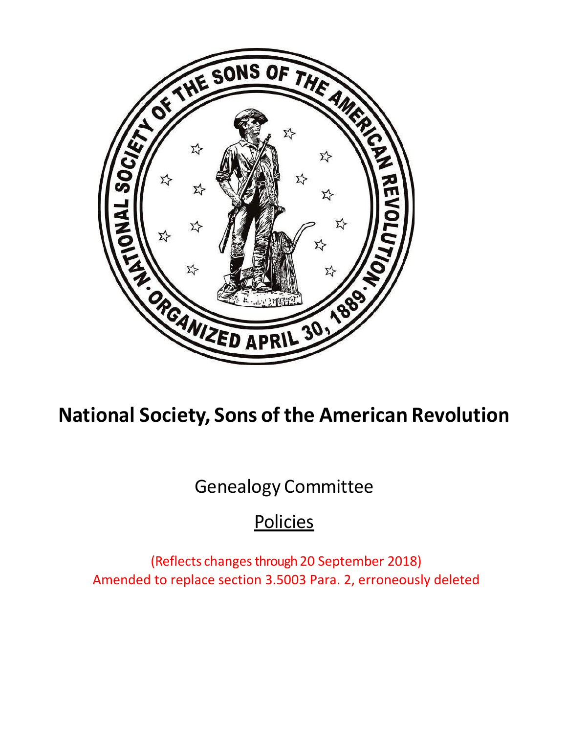# National Society, Sons of the American Revolution

Genealogy Committee

Policies

(Reflects changes through 20 September 2018)
Amended to replace section 3.5003 Para. 2, erroneously deleted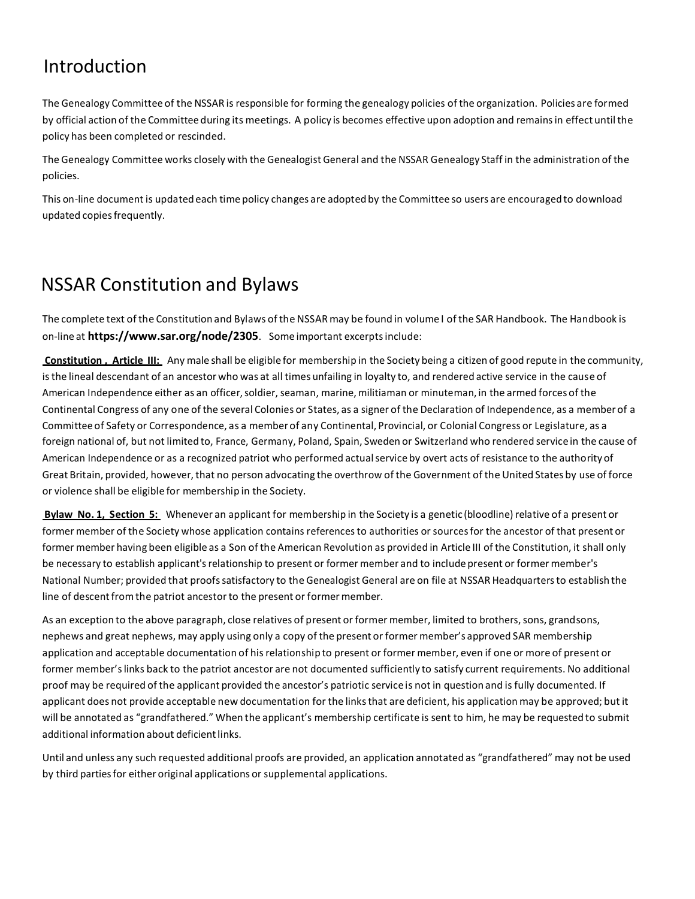# Introduction

The Genealogy Committee of the NSSAR is responsible for forming the genealogy policies of the organization. Policies are formed by official action of the Committee during its meetings. A policy is becomes effective upon adoption and remains in effect until the policy has been completed or rescinded.

The Genealogy Committee works closely with the Genealogist General and the NSSAR Genealogy Staff in the administration of the policies.

This on-line document is updated each time policy changes are adopted by the Committee so users are encouraged to download updated copies frequently.

# NSSAR Constitution and Bylaws

The complete text of the Constitution and Bylaws of the NSSAR may be found in volume I of the SAR Handbook. The Handbook is on-line at **https://www.sar.org/node/2305**. Some important excerpts include:

**Constitution , Article III:** Any male shall be eligible for membership in the Society being a citizen of good repute in the community, is the lineal descendant of an ancestor who was at all times unfailing in loyalty to, and rendered active service in the cause of American Independence either as an officer, soldier, seaman, marine, militiaman or minuteman, in the armed forces of the Continental Congress of any one of the several Colonies or States, as a signer of the Declaration of Independence, as a member of a Committee of Safety or Correspondence, as a member of any Continental, Provincial, or Colonial Congress or Legislature, as a foreign national of, but not limited to, France, Germany, Poland, Spain, Sweden or Switzerland who rendered service in the cause of American Independence or as a recognized patriot who performed actual service by overt acts of resistance to the authority of Great Britain, provided, however, that no person advocating the overthrow of the Government of the United States by use of force or violence shall be eligible for membership in the Society.

**Bylaw No. 1, Section 5:** Whenever an applicant for membership in the Society is a genetic (bloodline) relative of a present or former member of the Society whose application contains references to authorities or sources for the ancestor of that present or former member having been eligible as a Son of the American Revolution as provided in Article III of the Constitution, it shall only be necessary to establish applicant's relationship to present or former member and to include present or former member's National Number; provided that proofs satisfactory to the Genealogist General are on file at NSSAR Headquarters to establish the line of descent from the patriot ancestor to the present or former member.

As an exception to the above paragraph, close relatives of present or former member, limited to brothers, sons, grandsons, nephews and great nephews, may apply using only a copy of the present or former member's approved SAR membership application and acceptable documentation of his relationship to present or former member, even if one or more of present or former member's links back to the patriot ancestor are not documented sufficiently to satisfy current requirements. No additional proof may be required of the applicant provided the ancestor's patriotic service is not in question and is fully documented. If applicant does not provide acceptable new documentation for the links that are deficient, his application may be approved; but it will be annotated as "grandfathered." When the applicant's membership certificate is sent to him, he may be requested to submit additional information about deficient links.

Until and unless any such requested additional proofs are provided, an application annotated as "grandfathered" may not be used by third parties for either original applications or supplemental applications.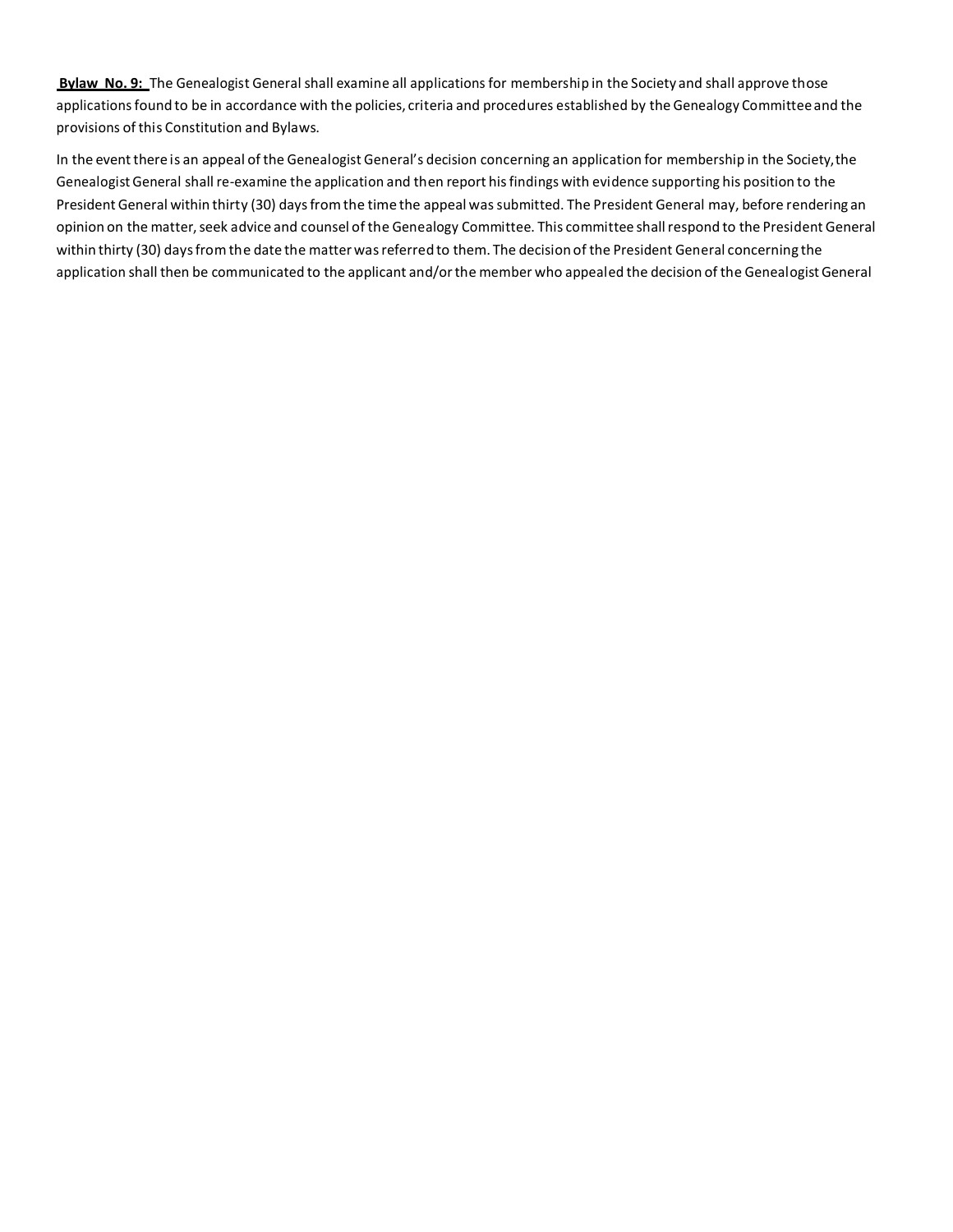**Bylaw No. 9:** The Genealogist General shall examine all applications for membership in the Society and shall approve those applications found to be in accordance with the policies, criteria and procedures established by the Genealogy Committee and the provisions of this Constitution and Bylaws.

In the event there is an appeal of the Genealogist General's decision concerning an application for membership in the Society, the Genealogist General shall re-examine the application and then report his findings with evidence supporting his position to the President General within thirty (30) days from the time the appeal was submitted. The President General may, before rendering an opinion on the matter, seek advice and counsel of the Genealogy Committee. This committee shall respond to the President General within thirty (30) days from the date the matter was referred to them. The decision of the President General concerning the application shall then be communicated to the applicant and/or the member who appealed the decision of the Genealogist General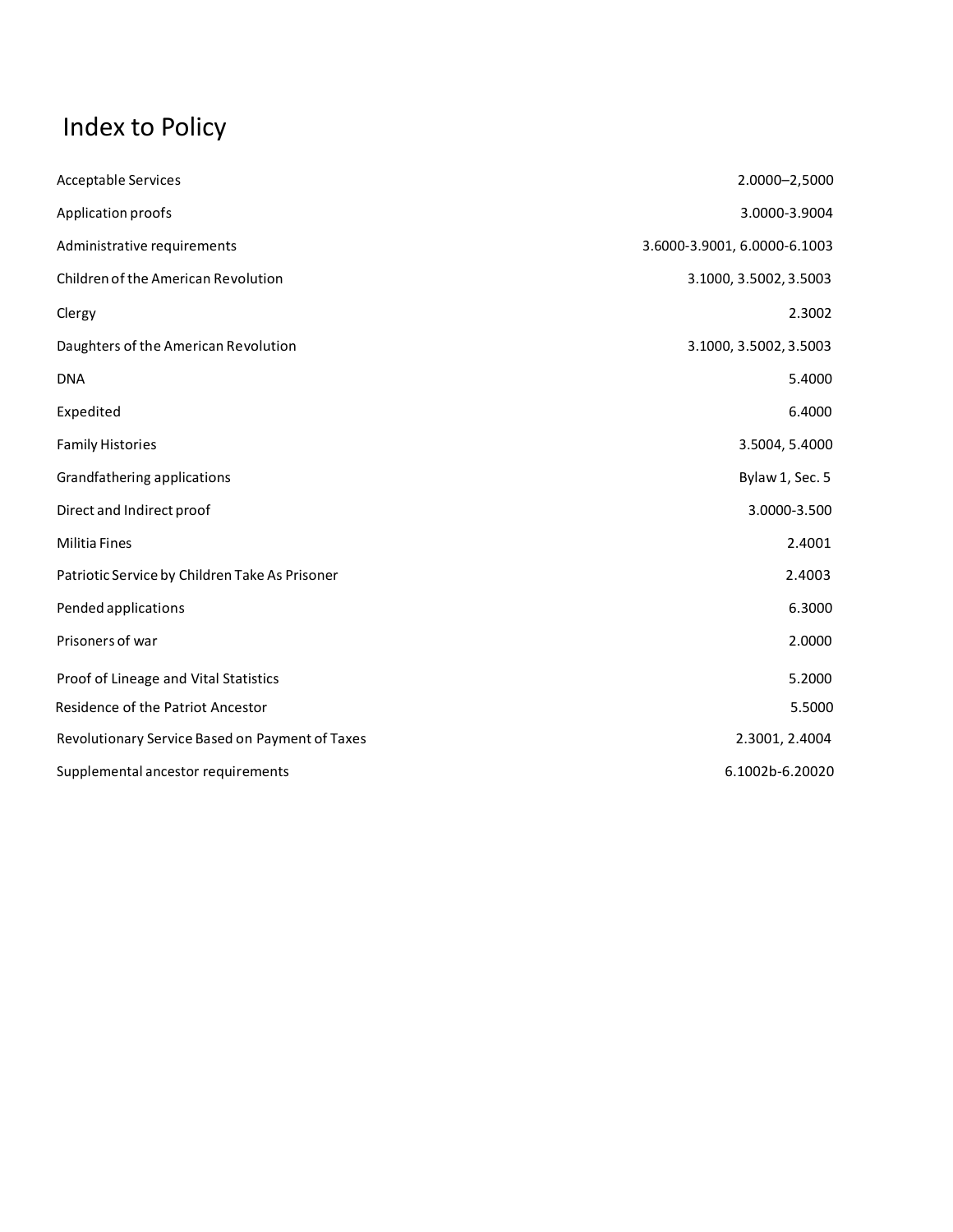# Index to Policy

| | |
|---|---|
| Acceptable Services | 2.0000–2,5000 |
| Application proofs | 3.0000-3.9004 |
| Administrative requirements | 3.6000-3.9001, 6.0000-6.1003 |
| Children of the American Revolution | 3.1000, 3.5002, 3.5003 |
| Clergy | 2.3002 |
| Daughters of the American Revolution | 3.1000, 3.5002, 3.5003 |
| DNA | 5.4000 |
| Expedited | 6.4000 |
| Family Histories | 3.5004, 5.4000 |
| Grandfathering applications | Bylaw 1, Sec. 5 |
| Direct and Indirect proof | 3.0000-3.500 |
| Militia Fines | 2.4001 |
| Patriotic Service by Children Take As Prisoner | 2.4003 |
| Pended applications | 6.3000 |
| Prisoners of war | 2.0000 |
| Proof of Lineage and Vital Statistics | 5.2000 |
| Residence of the Patriot Ancestor | 5.5000 |
| Revolutionary Service Based on Payment of Taxes | 2.3001, 2.4004 |
| Supplemental ancestor requirements | 6.1002b-6.20020 |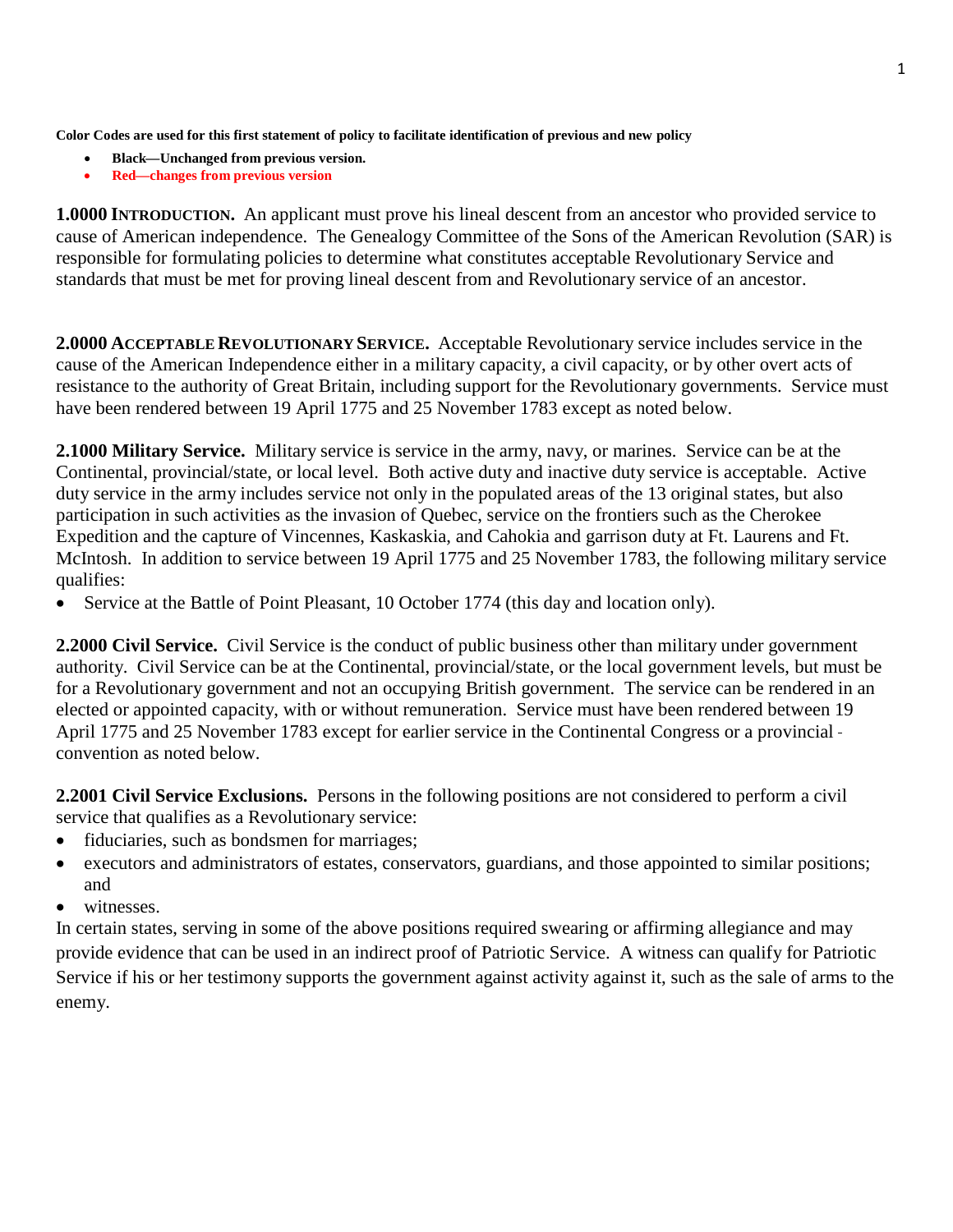**Color Codes are used for this first statement of policy to facilitate identification of previous and new policy**

- **Black—Unchanged from previous version.**
- **Red—changes from previous version**

**1.0000 INTRODUCTION.** An applicant must prove his lineal descent from an ancestor who provided service to cause of American independence. The Genealogy Committee of the Sons of the American Revolution (SAR) is responsible for formulating policies to determine what constitutes acceptable Revolutionary Service and standards that must be met for proving lineal descent from and Revolutionary service of an ancestor.

**2.0000 ACCEPTABLE REVOLUTIONARY SERVICE.** Acceptable Revolutionary service includes service in the cause of the American Independence either in a military capacity, a civil capacity, or by other overt acts of resistance to the authority of Great Britain, including support for the Revolutionary governments. Service must have been rendered between 19 April 1775 and 25 November 1783 except as noted below.

**2.1000 Military Service.** Military service is service in the army, navy, or marines. Service can be at the Continental, provincial/state, or local level. Both active duty and inactive duty service is acceptable. Active duty service in the army includes service not only in the populated areas of the 13 original states, but also participation in such activities as the invasion of Quebec, service on the frontiers such as the Cherokee Expedition and the capture of Vincennes, Kaskaskia, and Cahokia and garrison duty at Ft. Laurens and Ft. McIntosh. In addition to service between 19 April 1775 and 25 November 1783, the following military service qualifies:

- Service at the Battle of Point Pleasant, 10 October 1774 (this day and location only).

**2.2000 Civil Service.** Civil Service is the conduct of public business other than military under government authority. Civil Service can be at the Continental, provincial/state, or the local government levels, but must be for a Revolutionary government and not an occupying British government. The service can be rendered in an elected or appointed capacity, with or without remuneration. Service must have been rendered between 19 April 1775 and 25 November 1783 except for earlier service in the Continental Congress or a provincial convention as noted below.

**2.2001 Civil Service Exclusions.** Persons in the following positions are not considered to perform a civil service that qualifies as a Revolutionary service:

- fiduciaries, such as bondsmen for marriages;
- executors and administrators of estates, conservators, guardians, and those appointed to similar positions; and
- witnesses.

In certain states, serving in some of the above positions required swearing or affirming allegiance and may provide evidence that can be used in an indirect proof of Patriotic Service. A witness can qualify for Patriotic Service if his or her testimony supports the government against activity against it, such as the sale of arms to the enemy.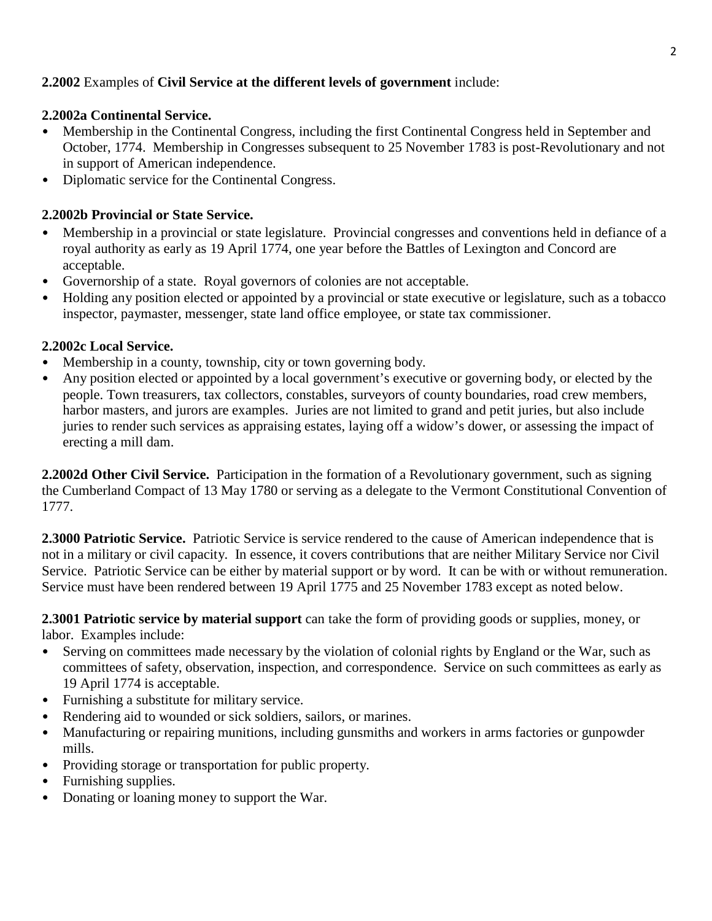**2.2002** Examples of **Civil Service at the different levels of government** include:

**2.2002a Continental Service.**

- Membership in the Continental Congress, including the first Continental Congress held in September and October, 1774. Membership in Congresses subsequent to 25 November 1783 is post-Revolutionary and not in support of American independence.
- Diplomatic service for the Continental Congress.

**2.2002b Provincial or State Service.**

- Membership in a provincial or state legislature. Provincial congresses and conventions held in defiance of a royal authority as early as 19 April 1774, one year before the Battles of Lexington and Concord are acceptable.
- Governorship of a state. Royal governors of colonies are not acceptable.
- Holding any position elected or appointed by a provincial or state executive or legislature, such as a tobacco inspector, paymaster, messenger, state land office employee, or state tax commissioner.

**2.2002c Local Service.**

- Membership in a county, township, city or town governing body.
- Any position elected or appointed by a local government's executive or governing body, or elected by the people. Town treasurers, tax collectors, constables, surveyors of county boundaries, road crew members, harbor masters, and jurors are examples. Juries are not limited to grand and petit juries, but also include juries to render such services as appraising estates, laying off a widow's dower, or assessing the impact of erecting a mill dam.

**2.2002d Other Civil Service.** Participation in the formation of a Revolutionary government, such as signing the Cumberland Compact of 13 May 1780 or serving as a delegate to the Vermont Constitutional Convention of 1777.

**2.3000 Patriotic Service.** Patriotic Service is service rendered to the cause of American independence that is not in a military or civil capacity. In essence, it covers contributions that are neither Military Service nor Civil Service. Patriotic Service can be either by material support or by word. It can be with or without remuneration. Service must have been rendered between 19 April 1775 and 25 November 1783 except as noted below.

**2.3001 Patriotic service by material support** can take the form of providing goods or supplies, money, or labor. Examples include:

- Serving on committees made necessary by the violation of colonial rights by England or the War, such as committees of safety, observation, inspection, and correspondence. Service on such committees as early as 19 April 1774 is acceptable.
- Furnishing a substitute for military service.
- Rendering aid to wounded or sick soldiers, sailors, or marines.
- Manufacturing or repairing munitions, including gunsmiths and workers in arms factories or gunpowder mills.
- Providing storage or transportation for public property.
- Furnishing supplies.
- Donating or loaning money to support the War.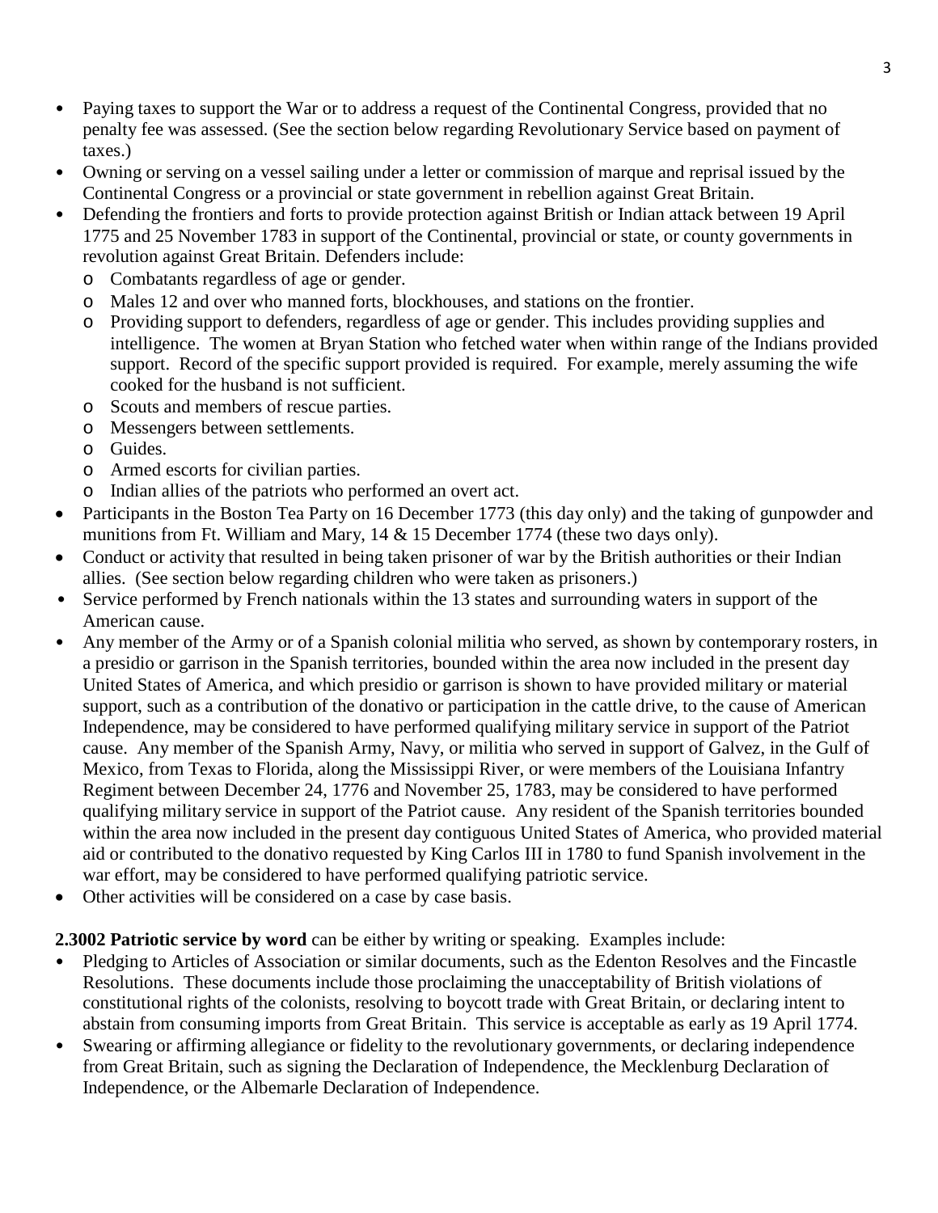- Paying taxes to support the War or to address a request of the Continental Congress, provided that no penalty fee was assessed. (See the section below regarding Revolutionary Service based on payment of taxes.)
- Owning or serving on a vessel sailing under a letter or commission of marque and reprisal issued by the Continental Congress or a provincial or state government in rebellion against Great Britain.
- Defending the frontiers and forts to provide protection against British or Indian attack between 19 April 1775 and 25 November 1783 in support of the Continental, provincial or state, or county governments in revolution against Great Britain. Defenders include:
    - Combatants regardless of age or gender.
    - Males 12 and over who manned forts, blockhouses, and stations on the frontier.
    - Providing support to defenders, regardless of age or gender. This includes providing supplies and intelligence. The women at Bryan Station who fetched water when within range of the Indians provided support. Record of the specific support provided is required. For example, merely assuming the wife cooked for the husband is not sufficient.
    - Scouts and members of rescue parties.
    - Messengers between settlements.
    - Guides.
    - Armed escorts for civilian parties.
    - Indian allies of the patriots who performed an overt act.
- Participants in the Boston Tea Party on 16 December 1773 (this day only) and the taking of gunpowder and munitions from Ft. William and Mary, 14 & 15 December 1774 (these two days only).
- Conduct or activity that resulted in being taken prisoner of war by the British authorities or their Indian allies. (See section below regarding children who were taken as prisoners.)
- Service performed by French nationals within the 13 states and surrounding waters in support of the American cause.
- Any member of the Army or of a Spanish colonial militia who served, as shown by contemporary rosters, in a presidio or garrison in the Spanish territories, bounded within the area now included in the present day United States of America, and which presidio or garrison is shown to have provided military or material support, such as a contribution of the donativo or participation in the cattle drive, to the cause of American Independence, may be considered to have performed qualifying military service in support of the Patriot cause. Any member of the Spanish Army, Navy, or militia who served in support of Galvez, in the Gulf of Mexico, from Texas to Florida, along the Mississippi River, or were members of the Louisiana Infantry Regiment between December 24, 1776 and November 25, 1783, may be considered to have performed qualifying military service in support of the Patriot cause. Any resident of the Spanish territories bounded within the area now included in the present day contiguous United States of America, who provided material aid or contributed to the donativo requested by King Carlos III in 1780 to fund Spanish involvement in the war effort, may be considered to have performed qualifying patriotic service.
- Other activities will be considered on a case by case basis.

**2.3002 Patriotic service by word** can be either by writing or speaking. Examples include:

- Pledging to Articles of Association or similar documents, such as the Edenton Resolves and the Fincastle Resolutions. These documents include those proclaiming the unacceptability of British violations of constitutional rights of the colonists, resolving to boycott trade with Great Britain, or declaring intent to abstain from consuming imports from Great Britain. This service is acceptable as early as 19 April 1774.
- Swearing or affirming allegiance or fidelity to the revolutionary governments, or declaring independence from Great Britain, such as signing the Declaration of Independence, the Mecklenburg Declaration of Independence, or the Albemarle Declaration of Independence.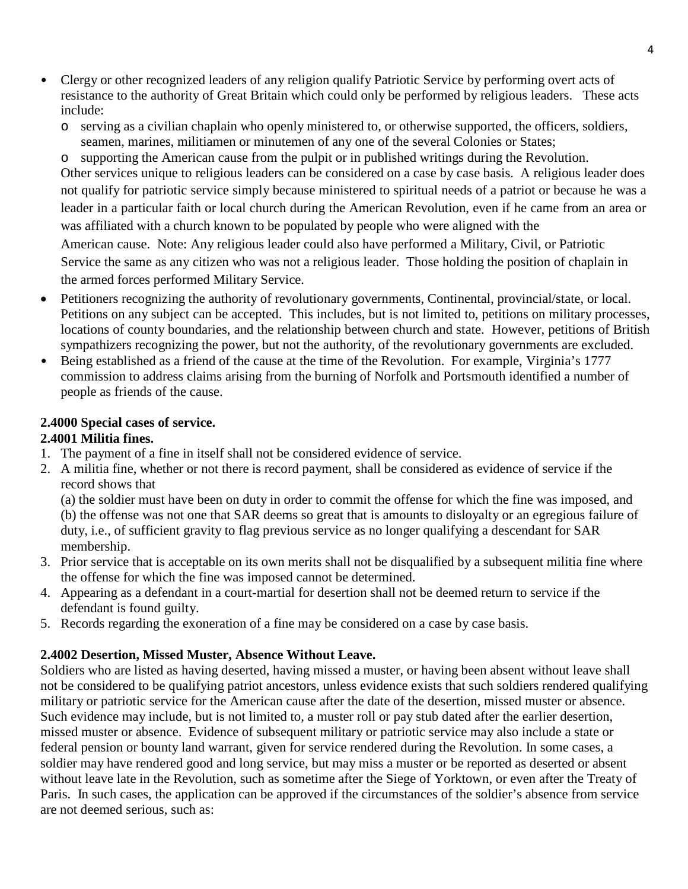- Clergy or other recognized leaders of any religion qualify Patriotic Service by performing overt acts of resistance to the authority of Great Britain which could only be performed by religious leaders. These acts include:
  - serving as a civilian chaplain who openly ministered to, or otherwise supported, the officers, soldiers, seamen, marines, militiamen or minutemen of any one of the several Colonies or States;
  - supporting the American cause from the pulpit or in published writings during the Revolution.

  Other services unique to religious leaders can be considered on a case by case basis. A religious leader does not qualify for patriotic service simply because ministered to spiritual needs of a patriot or because he was a leader in a particular faith or local church during the American Revolution, even if he came from an area or was affiliated with a church known to be populated by people who were aligned with the American cause. Note: Any religious leader could also have performed a Military, Civil, or Patriotic Service the same as any citizen who was not a religious leader. Those holding the position of chaplain in the armed forces performed Military Service.
- Petitioners recognizing the authority of revolutionary governments, Continental, provincial/state, or local. Petitions on any subject can be accepted. This includes, but is not limited to, petitions on military processes, locations of county boundaries, and the relationship between church and state. However, petitions of British sympathizers recognizing the power, but not the authority, of the revolutionary governments are excluded.
- Being established as a friend of the cause at the time of the Revolution. For example, Virginia's 1777 commission to address claims arising from the burning of Norfolk and Portsmouth identified a number of people as friends of the cause.

**2.4000 Special cases of service.**

**2.4001 Militia fines.**

1. The payment of a fine in itself shall not be considered evidence of service.
2. A militia fine, whether or not there is record payment, shall be considered as evidence of service if the record shows that

   (a) the soldier must have been on duty in order to commit the offense for which the fine was imposed, and
   (b) the offense was not one that SAR deems so great that is amounts to disloyalty or an egregious failure of duty, i.e., of sufficient gravity to flag previous service as no longer qualifying a descendant for SAR membership.
3. Prior service that is acceptable on its own merits shall not be disqualified by a subsequent militia fine where the offense for which the fine was imposed cannot be determined.
4. Appearing as a defendant in a court-martial for desertion shall not be deemed return to service if the defendant is found guilty.
5. Records regarding the exoneration of a fine may be considered on a case by case basis.

**2.4002 Desertion, Missed Muster, Absence Without Leave.**

Soldiers who are listed as having deserted, having missed a muster, or having been absent without leave shall not be considered to be qualifying patriot ancestors, unless evidence exists that such soldiers rendered qualifying military or patriotic service for the American cause after the date of the desertion, missed muster or absence. Such evidence may include, but is not limited to, a muster roll or pay stub dated after the earlier desertion, missed muster or absence. Evidence of subsequent military or patriotic service may also include a state or federal pension or bounty land warrant, given for service rendered during the Revolution. In some cases, a soldier may have rendered good and long service, but may miss a muster or be reported as deserted or absent without leave late in the Revolution, such as sometime after the Siege of Yorktown, or even after the Treaty of Paris. In such cases, the application can be approved if the circumstances of the soldier's absence from service are not deemed serious, such as: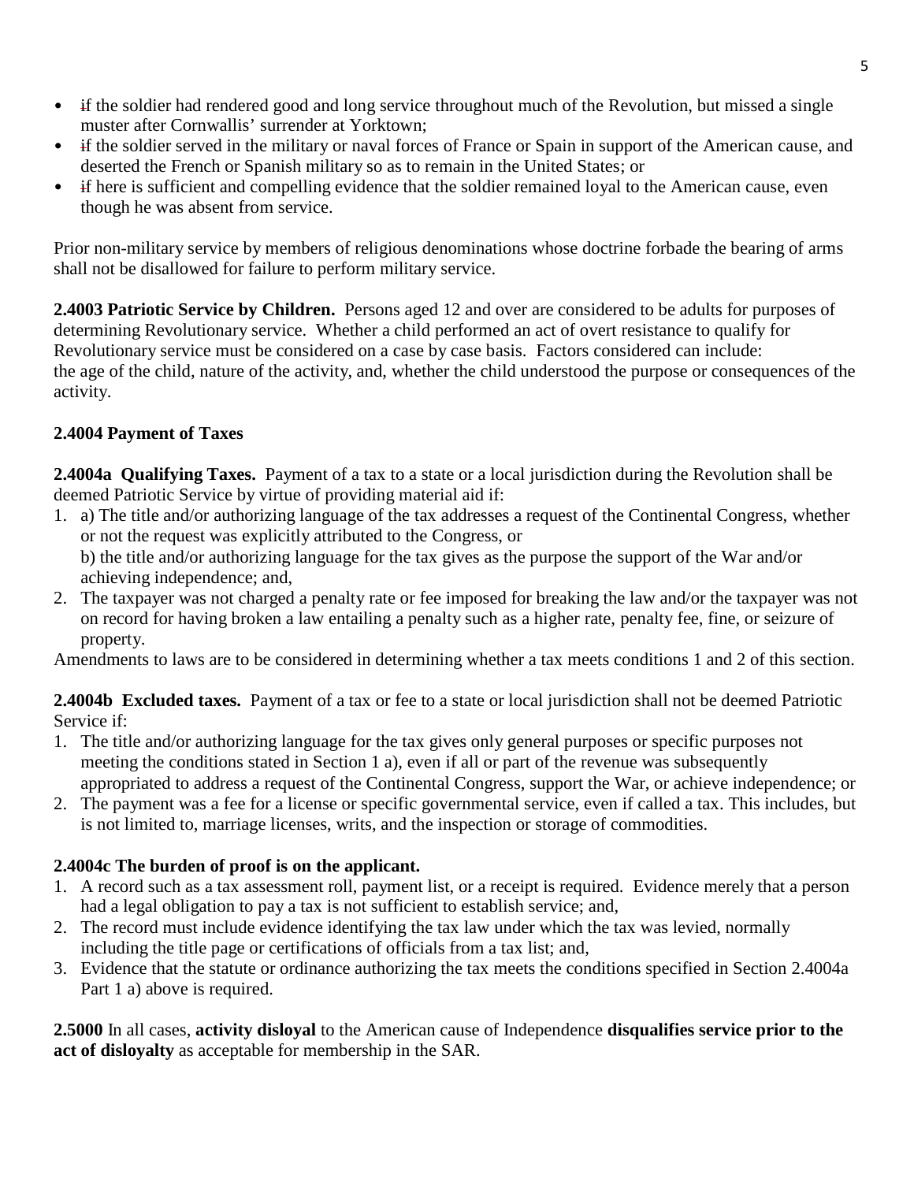- if the soldier had rendered good and long service throughout much of the Revolution, but missed a single muster after Cornwallis' surrender at Yorktown;
- if the soldier served in the military or naval forces of France or Spain in support of the American cause, and deserted the French or Spanish military so as to remain in the United States; or
- if here is sufficient and compelling evidence that the soldier remained loyal to the American cause, even though he was absent from service.

Prior non-military service by members of religious denominations whose doctrine forbade the bearing of arms shall not be disallowed for failure to perform military service.

**2.4003 Patriotic Service by Children.** Persons aged 12 and over are considered to be adults for purposes of determining Revolutionary service. Whether a child performed an act of overt resistance to qualify for Revolutionary service must be considered on a case by case basis. Factors considered can include: the age of the child, nature of the activity, and, whether the child understood the purpose or consequences of the activity.

**2.4004 Payment of Taxes**

**2.4004a Qualifying Taxes.** Payment of a tax to a state or a local jurisdiction during the Revolution shall be deemed Patriotic Service by virtue of providing material aid if:

1. a) The title and/or authorizing language of the tax addresses a request of the Continental Congress, whether or not the request was explicitly attributed to the Congress, or

   b) the title and/or authorizing language for the tax gives as the purpose the support of the War and/or achieving independence; and,
2. The taxpayer was not charged a penalty rate or fee imposed for breaking the law and/or the taxpayer was not on record for having broken a law entailing a penalty such as a higher rate, penalty fee, fine, or seizure of property.

Amendments to laws are to be considered in determining whether a tax meets conditions 1 and 2 of this section.

**2.4004b Excluded taxes.** Payment of a tax or fee to a state or local jurisdiction shall not be deemed Patriotic Service if:

1. The title and/or authorizing language for the tax gives only general purposes or specific purposes not meeting the conditions stated in Section 1 a), even if all or part of the revenue was subsequently appropriated to address a request of the Continental Congress, support the War, or achieve independence; or
2. The payment was a fee for a license or specific governmental service, even if called a tax. This includes, but is not limited to, marriage licenses, writs, and the inspection or storage of commodities.

**2.4004c The burden of proof is on the applicant.**

1. A record such as a tax assessment roll, payment list, or a receipt is required. Evidence merely that a person had a legal obligation to pay a tax is not sufficient to establish service; and,
2. The record must include evidence identifying the tax law under which the tax was levied, normally including the title page or certifications of officials from a tax list; and,
3. Evidence that the statute or ordinance authorizing the tax meets the conditions specified in Section 2.4004a Part 1 a) above is required.

**2.5000** In all cases, **activity disloyal** to the American cause of Independence **disqualifies service prior to the act of disloyalty** as acceptable for membership in the SAR.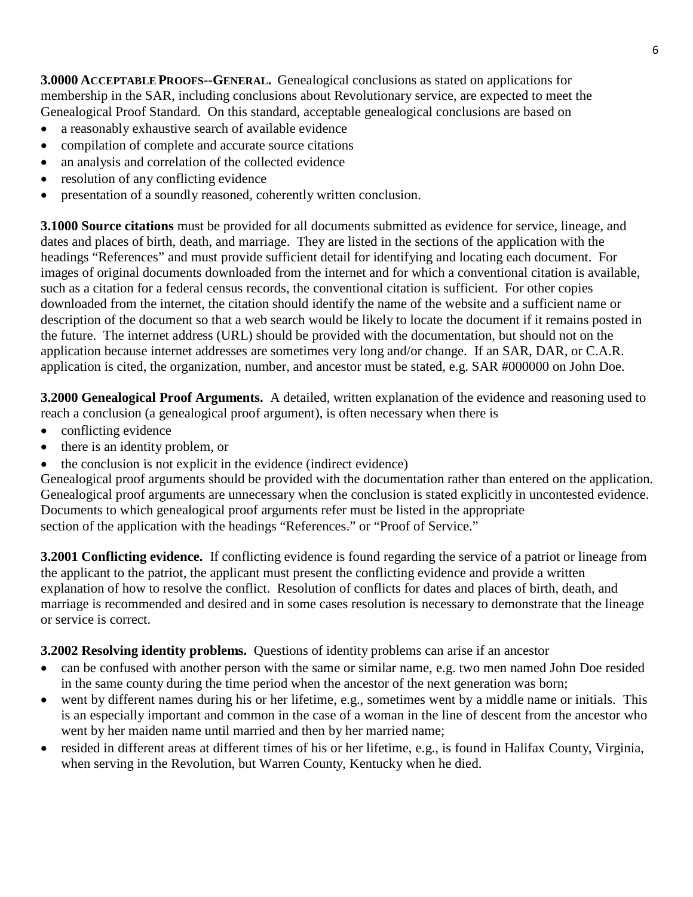**3.0000 ACCEPTABLE PROOFS--GENERAL.** Genealogical conclusions as stated on applications for membership in the SAR, including conclusions about Revolutionary service, are expected to meet the Genealogical Proof Standard. On this standard, acceptable genealogical conclusions are based on

- a reasonably exhaustive search of available evidence
- compilation of complete and accurate source citations
- an analysis and correlation of the collected evidence
- resolution of any conflicting evidence
- presentation of a soundly reasoned, coherently written conclusion.

**3.1000 Source citations** must be provided for all documents submitted as evidence for service, lineage, and dates and places of birth, death, and marriage. They are listed in the sections of the application with the headings "References" and must provide sufficient detail for identifying and locating each document. For images of original documents downloaded from the internet and for which a conventional citation is available, such as a citation for a federal census records, the conventional citation is sufficient. For other copies downloaded from the internet, the citation should identify the name of the website and a sufficient name or description of the document so that a web search would be likely to locate the document if it remains posted in the future. The internet address (URL) should be provided with the documentation, but should not on the application because internet addresses are sometimes very long and/or change. If an SAR, DAR, or C.A.R. application is cited, the organization, number, and ancestor must be stated, e.g. SAR #000000 on John Doe.

**3.2000 Genealogical Proof Arguments.** A detailed, written explanation of the evidence and reasoning used to reach a conclusion (a genealogical proof argument), is often necessary when there is

- conflicting evidence
- there is an identity problem, or
- the conclusion is not explicit in the evidence (indirect evidence)

Genealogical proof arguments should be provided with the documentation rather than entered on the application. Genealogical proof arguments are unnecessary when the conclusion is stated explicitly in uncontested evidence. Documents to which genealogical proof arguments refer must be listed in the appropriate section of the application with the headings "References." or "Proof of Service."

**3.2001 Conflicting evidence.** If conflicting evidence is found regarding the service of a patriot or lineage from the applicant to the patriot, the applicant must present the conflicting evidence and provide a written explanation of how to resolve the conflict. Resolution of conflicts for dates and places of birth, death, and marriage is recommended and desired and in some cases resolution is necessary to demonstrate that the lineage or service is correct.

**3.2002 Resolving identity problems.** Questions of identity problems can arise if an ancestor

- can be confused with another person with the same or similar name, e.g. two men named John Doe resided in the same county during the time period when the ancestor of the next generation was born;
- went by different names during his or her lifetime, e.g., sometimes went by a middle name or initials. This is an especially important and common in the case of a woman in the line of descent from the ancestor who went by her maiden name until married and then by her married name;
- resided in different areas at different times of his or her lifetime, e.g., is found in Halifax County, Virginia, when serving in the Revolution, but Warren County, Kentucky when he died.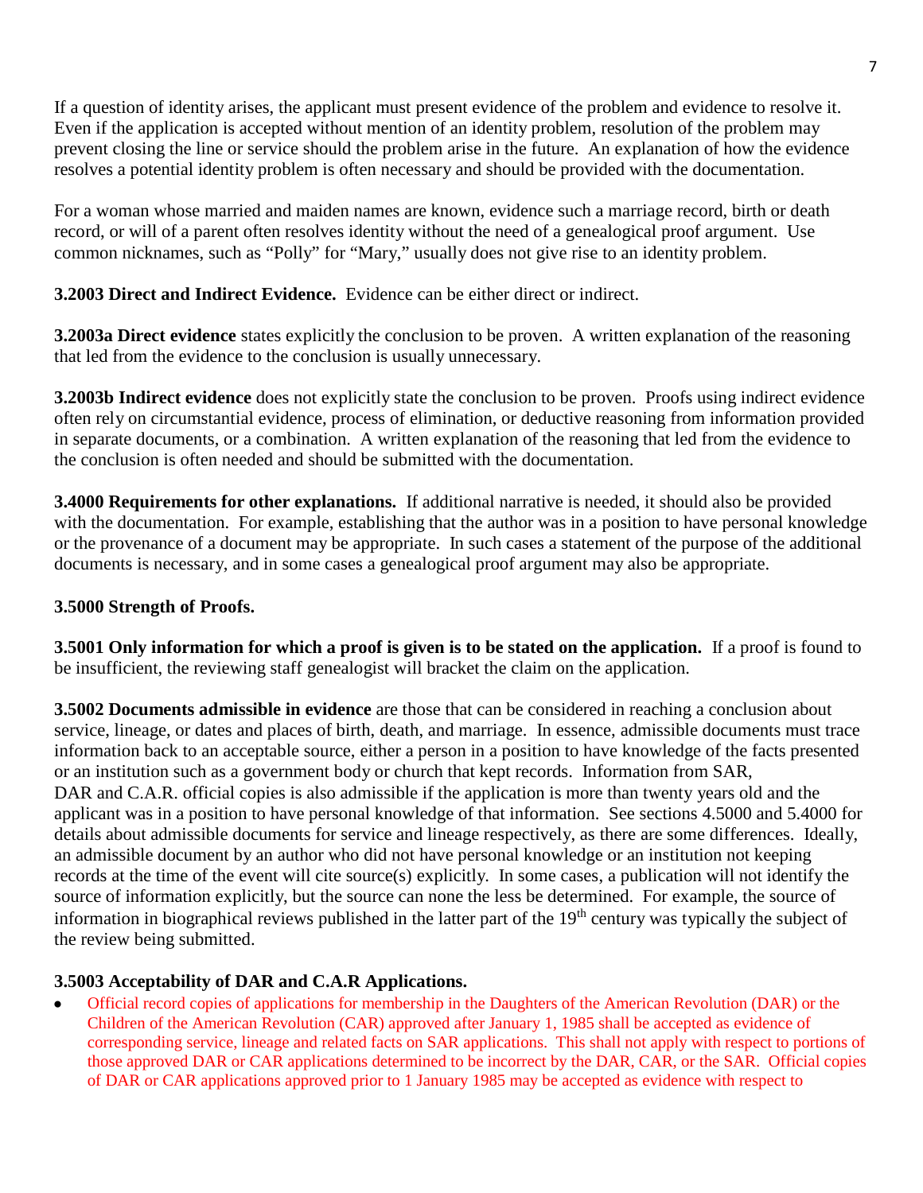If a question of identity arises, the applicant must present evidence of the problem and evidence to resolve it. Even if the application is accepted without mention of an identity problem, resolution of the problem may prevent closing the line or service should the problem arise in the future. An explanation of how the evidence resolves a potential identity problem is often necessary and should be provided with the documentation.

For a woman whose married and maiden names are known, evidence such a marriage record, birth or death record, or will of a parent often resolves identity without the need of a genealogical proof argument. Use common nicknames, such as "Polly" for "Mary," usually does not give rise to an identity problem.

**3.2003 Direct and Indirect Evidence.** Evidence can be either direct or indirect.

**3.2003a Direct evidence** states explicitly the conclusion to be proven. A written explanation of the reasoning that led from the evidence to the conclusion is usually unnecessary.

**3.2003b Indirect evidence** does not explicitly state the conclusion to be proven. Proofs using indirect evidence often rely on circumstantial evidence, process of elimination, or deductive reasoning from information provided in separate documents, or a combination. A written explanation of the reasoning that led from the evidence to the conclusion is often needed and should be submitted with the documentation.

**3.4000 Requirements for other explanations.** If additional narrative is needed, it should also be provided with the documentation. For example, establishing that the author was in a position to have personal knowledge or the provenance of a document may be appropriate. In such cases a statement of the purpose of the additional documents is necessary, and in some cases a genealogical proof argument may also be appropriate.

**3.5000 Strength of Proofs.**

**3.5001 Only information for which a proof is given is to be stated on the application.** If a proof is found to be insufficient, the reviewing staff genealogist will bracket the claim on the application.

**3.5002 Documents admissible in evidence** are those that can be considered in reaching a conclusion about service, lineage, or dates and places of birth, death, and marriage. In essence, admissible documents must trace information back to an acceptable source, either a person in a position to have knowledge of the facts presented or an institution such as a government body or church that kept records. Information from SAR, DAR and C.A.R. official copies is also admissible if the application is more than twenty years old and the applicant was in a position to have personal knowledge of that information. See sections 4.5000 and 5.4000 for details about admissible documents for service and lineage respectively, as there are some differences. Ideally, an admissible document by an author who did not have personal knowledge or an institution not keeping records at the time of the event will cite source(s) explicitly. In some cases, a publication will not identify the source of information explicitly, but the source can none the less be determined. For example, the source of information in biographical reviews published in the latter part of the 19th century was typically the subject of the review being submitted.

**3.5003 Acceptability of DAR and C.A.R Applications.**

- Official record copies of applications for membership in the Daughters of the American Revolution (DAR) or the Children of the American Revolution (CAR) approved after January 1, 1985 shall be accepted as evidence of corresponding service, lineage and related facts on SAR applications. This shall not apply with respect to portions of those approved DAR or CAR applications determined to be incorrect by the DAR, CAR, or the SAR. Official copies of DAR or CAR applications approved prior to 1 January 1985 may be accepted as evidence with respect to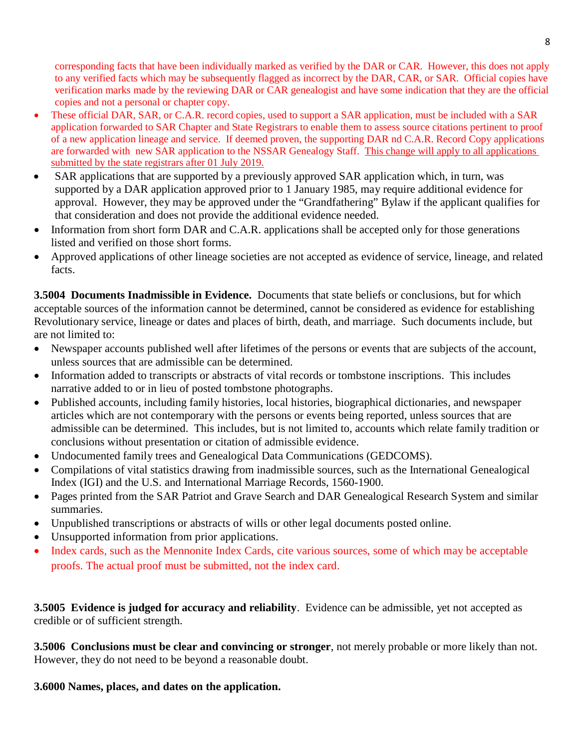corresponding facts that have been individually marked as verified by the DAR or CAR. However, this does not apply to any verified facts which may be subsequently flagged as incorrect by the DAR, CAR, or SAR. Official copies have verification marks made by the reviewing DAR or CAR genealogist and have some indication that they are the official copies and not a personal or chapter copy.

- These official DAR, SAR, or C.A.R. record copies, used to support a SAR application, must be included with a SAR application forwarded to SAR Chapter and State Registrars to enable them to assess source citations pertinent to proof of a new application lineage and service. If deemed proven, the supporting DAR nd C.A.R. Record Copy applications are forwarded with new SAR application to the NSSAR Genealogy Staff. <u>This change will apply to all applications submitted by the state registrars after 01 July 2019.</u>
- SAR applications that are supported by a previously approved SAR application which, in turn, was supported by a DAR application approved prior to 1 January 1985, may require additional evidence for approval. However, they may be approved under the "Grandfathering" Bylaw if the applicant qualifies for that consideration and does not provide the additional evidence needed.
- Information from short form DAR and C.A.R. applications shall be accepted only for those generations listed and verified on those short forms.
- Approved applications of other lineage societies are not accepted as evidence of service, lineage, and related facts.

**3.5004 Documents Inadmissible in Evidence.** Documents that state beliefs or conclusions, but for which acceptable sources of the information cannot be determined, cannot be considered as evidence for establishing Revolutionary service, lineage or dates and places of birth, death, and marriage. Such documents include, but are not limited to:

- Newspaper accounts published well after lifetimes of the persons or events that are subjects of the account, unless sources that are admissible can be determined.
- Information added to transcripts or abstracts of vital records or tombstone inscriptions. This includes narrative added to or in lieu of posted tombstone photographs.
- Published accounts, including family histories, local histories, biographical dictionaries, and newspaper articles which are not contemporary with the persons or events being reported, unless sources that are admissible can be determined. This includes, but is not limited to, accounts which relate family tradition or conclusions without presentation or citation of admissible evidence.
- Undocumented family trees and Genealogical Data Communications (GEDCOMS).
- Compilations of vital statistics drawing from inadmissible sources, such as the International Genealogical Index (IGI) and the U.S. and International Marriage Records, 1560-1900.
- Pages printed from the SAR Patriot and Grave Search and DAR Genealogical Research System and similar summaries.
- Unpublished transcriptions or abstracts of wills or other legal documents posted online.
- Unsupported information from prior applications.
- Index cards, such as the Mennonite Index Cards, cite various sources, some of which may be acceptable proofs. The actual proof must be submitted, not the index card.

**3.5005 Evidence is judged for accuracy and reliability**. Evidence can be admissible, yet not accepted as credible or of sufficient strength.

**3.5006 Conclusions must be clear and convincing or stronger**, not merely probable or more likely than not. However, they do not need to be beyond a reasonable doubt.

**3.6000 Names, places, and dates on the application.**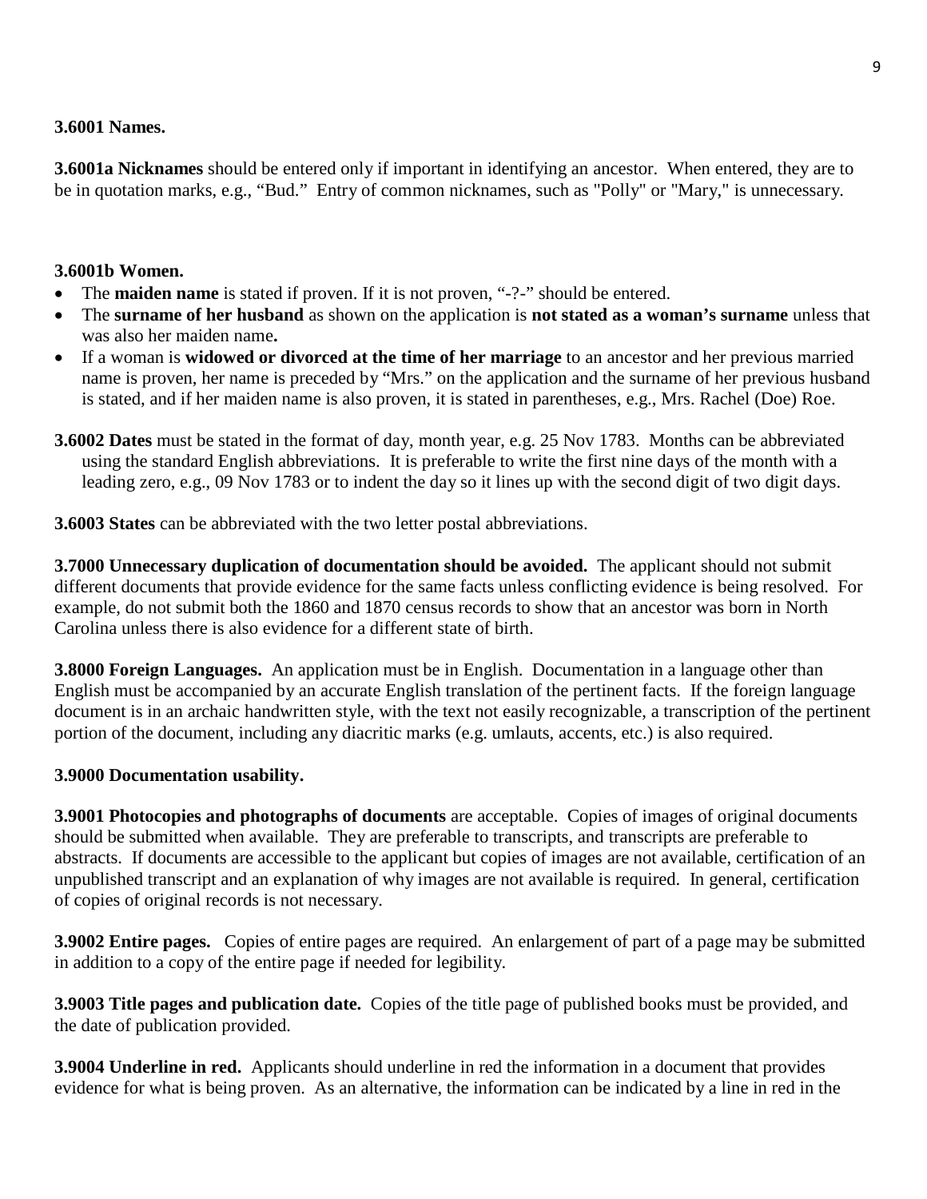**3.6001 Names.**

**3.6001a Nicknames** should be entered only if important in identifying an ancestor. When entered, they are to be in quotation marks, e.g., "Bud." Entry of common nicknames, such as "Polly" or "Mary," is unnecessary.

**3.6001b Women.**

- The **maiden name** is stated if proven. If it is not proven, "-?-" should be entered.
- The **surname of her husband** as shown on the application is **not stated as a woman's surname** unless that was also her maiden name**.**
- If a woman is **widowed or divorced at the time of her marriage** to an ancestor and her previous married name is proven, her name is preceded by "Mrs." on the application and the surname of her previous husband is stated, and if her maiden name is also proven, it is stated in parentheses, e.g., Mrs. Rachel (Doe) Roe.

**3.6002 Dates** must be stated in the format of day, month year, e.g. 25 Nov 1783. Months can be abbreviated using the standard English abbreviations. It is preferable to write the first nine days of the month with a leading zero, e.g., 09 Nov 1783 or to indent the day so it lines up with the second digit of two digit days.

**3.6003 States** can be abbreviated with the two letter postal abbreviations.

**3.7000 Unnecessary duplication of documentation should be avoided.** The applicant should not submit different documents that provide evidence for the same facts unless conflicting evidence is being resolved. For example, do not submit both the 1860 and 1870 census records to show that an ancestor was born in North Carolina unless there is also evidence for a different state of birth.

**3.8000 Foreign Languages.** An application must be in English. Documentation in a language other than English must be accompanied by an accurate English translation of the pertinent facts. If the foreign language document is in an archaic handwritten style, with the text not easily recognizable, a transcription of the pertinent portion of the document, including any diacritic marks (e.g. umlauts, accents, etc.) is also required.

**3.9000 Documentation usability.**

**3.9001 Photocopies and photographs of documents** are acceptable. Copies of images of original documents should be submitted when available. They are preferable to transcripts, and transcripts are preferable to abstracts. If documents are accessible to the applicant but copies of images are not available, certification of an unpublished transcript and an explanation of why images are not available is required. In general, certification of copies of original records is not necessary.

**3.9002 Entire pages.** Copies of entire pages are required. An enlargement of part of a page may be submitted in addition to a copy of the entire page if needed for legibility.

**3.9003 Title pages and publication date.** Copies of the title page of published books must be provided, and the date of publication provided.

**3.9004 Underline in red.** Applicants should underline in red the information in a document that provides evidence for what is being proven. As an alternative, the information can be indicated by a line in red in the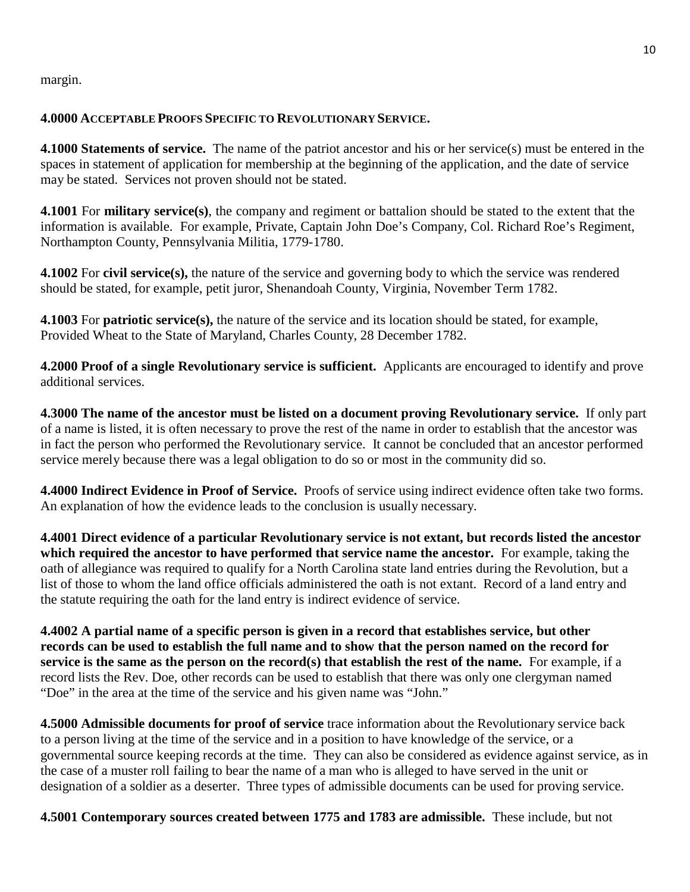margin.

**4.0000 ACCEPTABLE PROOFS SPECIFIC TO REVOLUTIONARY SERVICE.**

**4.1000 Statements of service.** The name of the patriot ancestor and his or her service(s) must be entered in the spaces in statement of application for membership at the beginning of the application, and the date of service may be stated. Services not proven should not be stated.

**4.1001** For **military service(s)**, the company and regiment or battalion should be stated to the extent that the information is available. For example, Private, Captain John Doe's Company, Col. Richard Roe's Regiment, Northampton County, Pennsylvania Militia, 1779-1780.

**4.1002** For **civil service(s),** the nature of the service and governing body to which the service was rendered should be stated, for example, petit juror, Shenandoah County, Virginia, November Term 1782.

**4.1003** For **patriotic service(s),** the nature of the service and its location should be stated, for example, Provided Wheat to the State of Maryland, Charles County, 28 December 1782.

**4.2000 Proof of a single Revolutionary service is sufficient.** Applicants are encouraged to identify and prove additional services.

**4.3000 The name of the ancestor must be listed on a document proving Revolutionary service.** If only part of a name is listed, it is often necessary to prove the rest of the name in order to establish that the ancestor was in fact the person who performed the Revolutionary service. It cannot be concluded that an ancestor performed service merely because there was a legal obligation to do so or most in the community did so.

**4.4000 Indirect Evidence in Proof of Service.** Proofs of service using indirect evidence often take two forms. An explanation of how the evidence leads to the conclusion is usually necessary.

**4.4001 Direct evidence of a particular Revolutionary service is not extant, but records listed the ancestor which required the ancestor to have performed that service name the ancestor.** For example, taking the oath of allegiance was required to qualify for a North Carolina state land entries during the Revolution, but a list of those to whom the land office officials administered the oath is not extant. Record of a land entry and the statute requiring the oath for the land entry is indirect evidence of service.

**4.4002 A partial name of a specific person is given in a record that establishes service, but other records can be used to establish the full name and to show that the person named on the record for service is the same as the person on the record(s) that establish the rest of the name.** For example, if a record lists the Rev. Doe, other records can be used to establish that there was only one clergyman named "Doe" in the area at the time of the service and his given name was "John."

**4.5000 Admissible documents for proof of service** trace information about the Revolutionary service back to a person living at the time of the service and in a position to have knowledge of the service, or a governmental source keeping records at the time. They can also be considered as evidence against service, as in the case of a muster roll failing to bear the name of a man who is alleged to have served in the unit or designation of a soldier as a deserter. Three types of admissible documents can be used for proving service.

**4.5001 Contemporary sources created between 1775 and 1783 are admissible.** These include, but not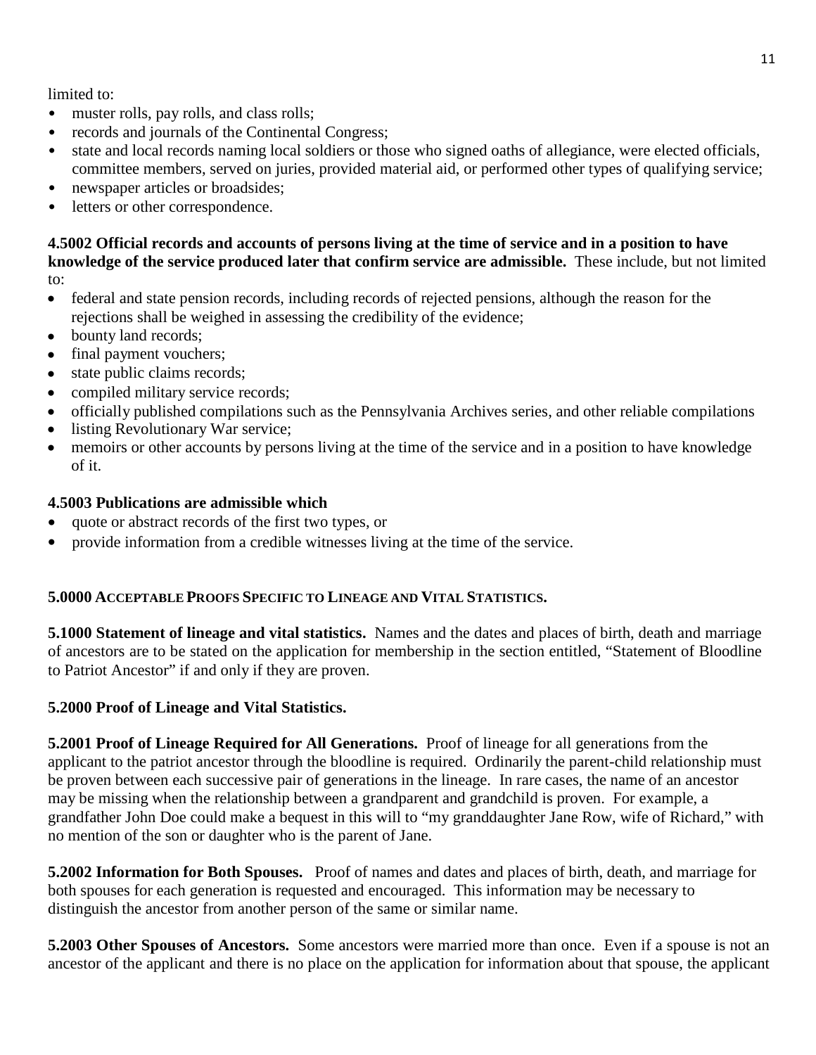limited to:

- muster rolls, pay rolls, and class rolls;
- records and journals of the Continental Congress;
- state and local records naming local soldiers or those who signed oaths of allegiance, were elected officials, committee members, served on juries, provided material aid, or performed other types of qualifying service;
- newspaper articles or broadsides;
- letters or other correspondence.

**4.5002 Official records and accounts of persons living at the time of service and in a position to have knowledge of the service produced later that confirm service are admissible.** These include, but not limited to:

- federal and state pension records, including records of rejected pensions, although the reason for the rejections shall be weighed in assessing the credibility of the evidence;
- bounty land records;
- final payment vouchers;
- state public claims records;
- compiled military service records;
- officially published compilations such as the Pennsylvania Archives series, and other reliable compilations
- listing Revolutionary War service;
- memoirs or other accounts by persons living at the time of the service and in a position to have knowledge of it.

**4.5003 Publications are admissible which**

- quote or abstract records of the first two types, or
- provide information from a credible witnesses living at the time of the service.

**5.0000 ACCEPTABLE PROOFS SPECIFIC TO LINEAGE AND VITAL STATISTICS.**

**5.1000 Statement of lineage and vital statistics.** Names and the dates and places of birth, death and marriage of ancestors are to be stated on the application for membership in the section entitled, "Statement of Bloodline to Patriot Ancestor" if and only if they are proven.

**5.2000 Proof of Lineage and Vital Statistics.**

**5.2001 Proof of Lineage Required for All Generations.** Proof of lineage for all generations from the applicant to the patriot ancestor through the bloodline is required. Ordinarily the parent-child relationship must be proven between each successive pair of generations in the lineage. In rare cases, the name of an ancestor may be missing when the relationship between a grandparent and grandchild is proven. For example, a grandfather John Doe could make a bequest in this will to "my granddaughter Jane Row, wife of Richard," with no mention of the son or daughter who is the parent of Jane.

**5.2002 Information for Both Spouses.** Proof of names and dates and places of birth, death, and marriage for both spouses for each generation is requested and encouraged. This information may be necessary to distinguish the ancestor from another person of the same or similar name.

**5.2003 Other Spouses of Ancestors.** Some ancestors were married more than once. Even if a spouse is not an ancestor of the applicant and there is no place on the application for information about that spouse, the applicant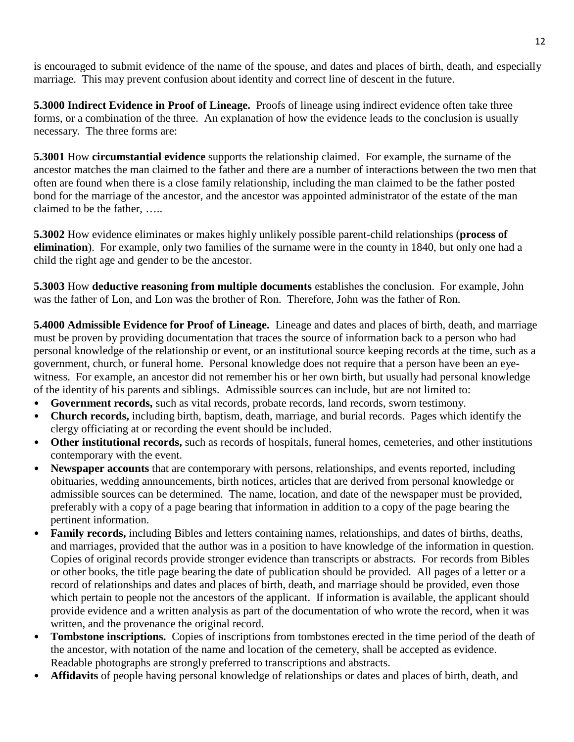is encouraged to submit evidence of the name of the spouse, and dates and places of birth, death, and especially marriage. This may prevent confusion about identity and correct line of descent in the future.

**5.3000 Indirect Evidence in Proof of Lineage.** Proofs of lineage using indirect evidence often take three forms, or a combination of the three. An explanation of how the evidence leads to the conclusion is usually necessary. The three forms are:

**5.3001** How **circumstantial evidence** supports the relationship claimed. For example, the surname of the ancestor matches the man claimed to the father and there are a number of interactions between the two men that often are found when there is a close family relationship, including the man claimed to be the father posted bond for the marriage of the ancestor, and the ancestor was appointed administrator of the estate of the man claimed to be the father, …..

**5.3002** How evidence eliminates or makes highly unlikely possible parent-child relationships (**process of elimination**). For example, only two families of the surname were in the county in 1840, but only one had a child the right age and gender to be the ancestor.

**5.3003** How **deductive reasoning from multiple documents** establishes the conclusion. For example, John was the father of Lon, and Lon was the brother of Ron. Therefore, John was the father of Ron.

**5.4000 Admissible Evidence for Proof of Lineage.** Lineage and dates and places of birth, death, and marriage must be proven by providing documentation that traces the source of information back to a person who had personal knowledge of the relationship or event, or an institutional source keeping records at the time, such as a government, church, or funeral home. Personal knowledge does not require that a person have been an eye-witness. For example, an ancestor did not remember his or her own birth, but usually had personal knowledge of the identity of his parents and siblings. Admissible sources can include, but are not limited to:

- **Government records,** such as vital records, probate records, land records, sworn testimony.
- **Church records,** including birth, baptism, death, marriage, and burial records. Pages which identify the clergy officiating at or recording the event should be included.
- **Other institutional records,** such as records of hospitals, funeral homes, cemeteries, and other institutions contemporary with the event.
- **Newspaper accounts** that are contemporary with persons, relationships, and events reported, including obituaries, wedding announcements, birth notices, articles that are derived from personal knowledge or admissible sources can be determined. The name, location, and date of the newspaper must be provided, preferably with a copy of a page bearing that information in addition to a copy of the page bearing the pertinent information.
- **Family records,** including Bibles and letters containing names, relationships, and dates of births, deaths, and marriages, provided that the author was in a position to have knowledge of the information in question. Copies of original records provide stronger evidence than transcripts or abstracts. For records from Bibles or other books, the title page bearing the date of publication should be provided. All pages of a letter or a record of relationships and dates and places of birth, death, and marriage should be provided, even those which pertain to people not the ancestors of the applicant. If information is available, the applicant should provide evidence and a written analysis as part of the documentation of who wrote the record, when it was written, and the provenance the original record.
- **Tombstone inscriptions.** Copies of inscriptions from tombstones erected in the time period of the death of the ancestor, with notation of the name and location of the cemetery, shall be accepted as evidence. Readable photographs are strongly preferred to transcriptions and abstracts.
- **Affidavits** of people having personal knowledge of relationships or dates and places of birth, death, and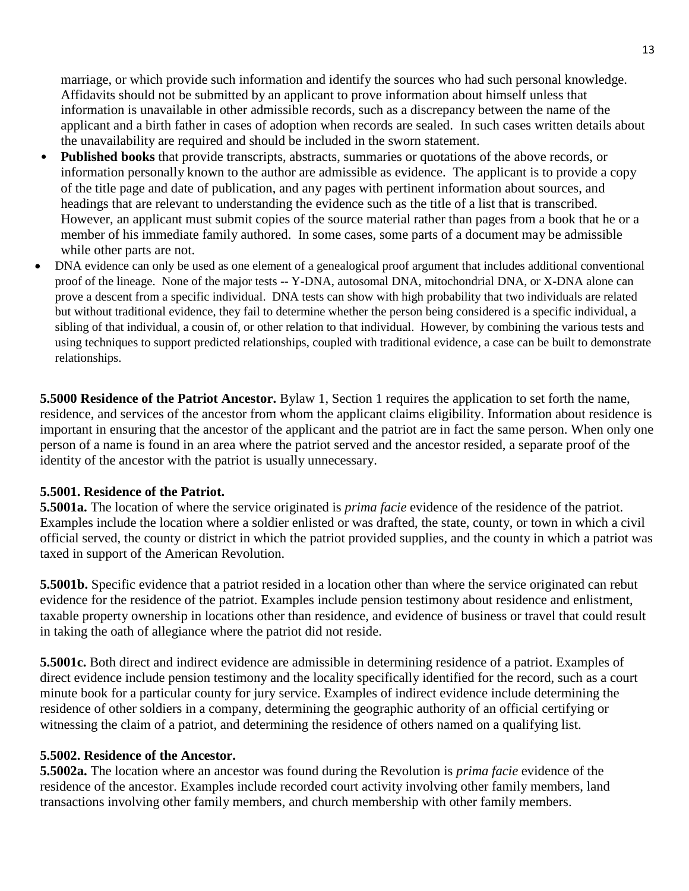marriage, or which provide such information and identify the sources who had such personal knowledge. Affidavits should not be submitted by an applicant to prove information about himself unless that information is unavailable in other admissible records, such as a discrepancy between the name of the applicant and a birth father in cases of adoption when records are sealed. In such cases written details about the unavailability are required and should be included in the sworn statement.

- **Published books** that provide transcripts, abstracts, summaries or quotations of the above records, or information personally known to the author are admissible as evidence. The applicant is to provide a copy of the title page and date of publication, and any pages with pertinent information about sources, and headings that are relevant to understanding the evidence such as the title of a list that is transcribed. However, an applicant must submit copies of the source material rather than pages from a book that he or a member of his immediate family authored. In some cases, some parts of a document may be admissible while other parts are not.
- DNA evidence can only be used as one element of a genealogical proof argument that includes additional conventional proof of the lineage. None of the major tests -- Y-DNA, autosomal DNA, mitochondrial DNA, or X-DNA alone can prove a descent from a specific individual. DNA tests can show with high probability that two individuals are related but without traditional evidence, they fail to determine whether the person being considered is a specific individual, a sibling of that individual, a cousin of, or other relation to that individual. However, by combining the various tests and using techniques to support predicted relationships, coupled with traditional evidence, a case can be built to demonstrate relationships.

**5.5000 Residence of the Patriot Ancestor.** Bylaw 1, Section 1 requires the application to set forth the name, residence, and services of the ancestor from whom the applicant claims eligibility. Information about residence is important in ensuring that the ancestor of the applicant and the patriot are in fact the same person. When only one person of a name is found in an area where the patriot served and the ancestor resided, a separate proof of the identity of the ancestor with the patriot is usually unnecessary.

**5.5001. Residence of the Patriot.**

**5.5001a.** The location of where the service originated is *prima facie* evidence of the residence of the patriot. Examples include the location where a soldier enlisted or was drafted, the state, county, or town in which a civil official served, the county or district in which the patriot provided supplies, and the county in which a patriot was taxed in support of the American Revolution.

**5.5001b.** Specific evidence that a patriot resided in a location other than where the service originated can rebut evidence for the residence of the patriot. Examples include pension testimony about residence and enlistment, taxable property ownership in locations other than residence, and evidence of business or travel that could result in taking the oath of allegiance where the patriot did not reside.

**5.5001c.** Both direct and indirect evidence are admissible in determining residence of a patriot. Examples of direct evidence include pension testimony and the locality specifically identified for the record, such as a court minute book for a particular county for jury service. Examples of indirect evidence include determining the residence of other soldiers in a company, determining the geographic authority of an official certifying or witnessing the claim of a patriot, and determining the residence of others named on a qualifying list.

**5.5002. Residence of the Ancestor.**

**5.5002a.** The location where an ancestor was found during the Revolution is *prima facie* evidence of the residence of the ancestor. Examples include recorded court activity involving other family members, land transactions involving other family members, and church membership with other family members.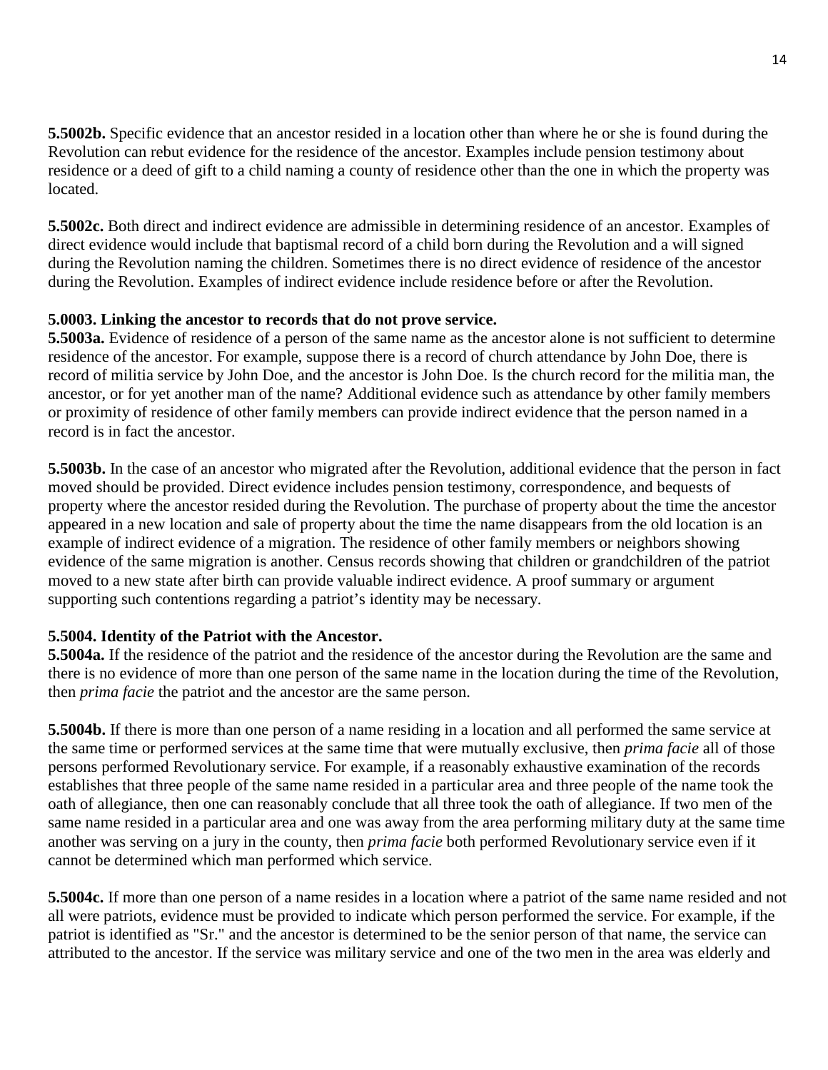**5.5002b.** Specific evidence that an ancestor resided in a location other than where he or she is found during the Revolution can rebut evidence for the residence of the ancestor. Examples include pension testimony about residence or a deed of gift to a child naming a county of residence other than the one in which the property was located.

**5.5002c.** Both direct and indirect evidence are admissible in determining residence of an ancestor. Examples of direct evidence would include that baptismal record of a child born during the Revolution and a will signed during the Revolution naming the children. Sometimes there is no direct evidence of residence of the ancestor during the Revolution. Examples of indirect evidence include residence before or after the Revolution.

**5.0003. Linking the ancestor to records that do not prove service.**

**5.5003a.** Evidence of residence of a person of the same name as the ancestor alone is not sufficient to determine residence of the ancestor. For example, suppose there is a record of church attendance by John Doe, there is record of militia service by John Doe, and the ancestor is John Doe. Is the church record for the militia man, the ancestor, or for yet another man of the name? Additional evidence such as attendance by other family members or proximity of residence of other family members can provide indirect evidence that the person named in a record is in fact the ancestor.

**5.5003b.** In the case of an ancestor who migrated after the Revolution, additional evidence that the person in fact moved should be provided. Direct evidence includes pension testimony, correspondence, and bequests of property where the ancestor resided during the Revolution. The purchase of property about the time the ancestor appeared in a new location and sale of property about the time the name disappears from the old location is an example of indirect evidence of a migration. The residence of other family members or neighbors showing evidence of the same migration is another. Census records showing that children or grandchildren of the patriot moved to a new state after birth can provide valuable indirect evidence. A proof summary or argument supporting such contentions regarding a patriot's identity may be necessary.

**5.5004. Identity of the Patriot with the Ancestor.**

**5.5004a.** If the residence of the patriot and the residence of the ancestor during the Revolution are the same and there is no evidence of more than one person of the same name in the location during the time of the Revolution, then *prima facie* the patriot and the ancestor are the same person.

**5.5004b.** If there is more than one person of a name residing in a location and all performed the same service at the same time or performed services at the same time that were mutually exclusive, then *prima facie* all of those persons performed Revolutionary service. For example, if a reasonably exhaustive examination of the records establishes that three people of the same name resided in a particular area and three people of the name took the oath of allegiance, then one can reasonably conclude that all three took the oath of allegiance. If two men of the same name resided in a particular area and one was away from the area performing military duty at the same time another was serving on a jury in the county, then *prima facie* both performed Revolutionary service even if it cannot be determined which man performed which service.

**5.5004c.** If more than one person of a name resides in a location where a patriot of the same name resided and not all were patriots, evidence must be provided to indicate which person performed the service. For example, if the patriot is identified as "Sr." and the ancestor is determined to be the senior person of that name, the service can attributed to the ancestor. If the service was military service and one of the two men in the area was elderly and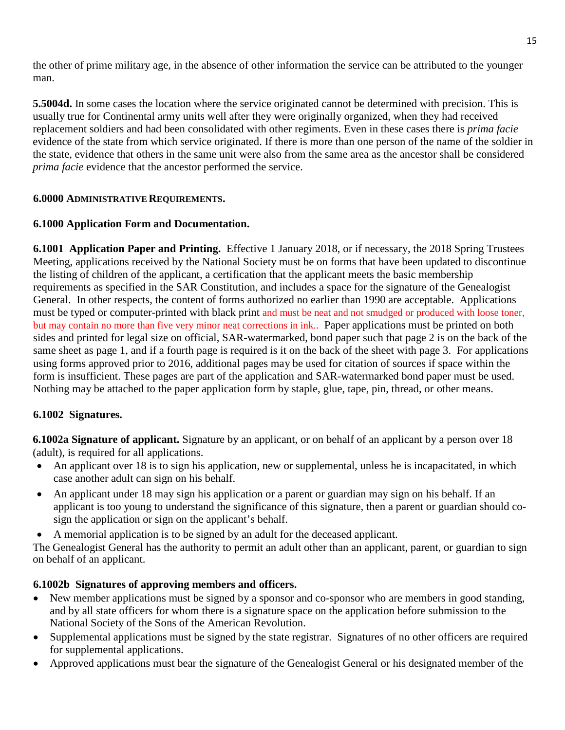the other of prime military age, in the absence of other information the service can be attributed to the younger man.

**5.5004d.** In some cases the location where the service originated cannot be determined with precision. This is usually true for Continental army units well after they were originally organized, when they had received replacement soldiers and had been consolidated with other regiments. Even in these cases there is *prima facie* evidence of the state from which service originated. If there is more than one person of the name of the soldier in the state, evidence that others in the same unit were also from the same area as the ancestor shall be considered *prima facie* evidence that the ancestor performed the service.

## 6.0000 ADMINISTRATIVE REQUIREMENTS.

### 6.1000 Application Form and Documentation.

**6.1001 Application Paper and Printing.** Effective 1 January 2018, or if necessary, the 2018 Spring Trustees Meeting, applications received by the National Society must be on forms that have been updated to discontinue the listing of children of the applicant, a certification that the applicant meets the basic membership requirements as specified in the SAR Constitution, and includes a space for the signature of the Genealogist General. In other respects, the content of forms authorized no earlier than 1990 are acceptable. Applications must be typed or computer-printed with black print and must be neat and not smudged or produced with loose toner, but may contain no more than five very minor neat corrections in ink.. Paper applications must be printed on both sides and printed for legal size on official, SAR-watermarked, bond paper such that page 2 is on the back of the same sheet as page 1, and if a fourth page is required is it on the back of the sheet with page 3. For applications using forms approved prior to 2016, additional pages may be used for citation of sources if space within the form is insufficient. These pages are part of the application and SAR-watermarked bond paper must be used. Nothing may be attached to the paper application form by staple, glue, tape, pin, thread, or other means.

### 6.1002 Signatures.

**6.1002a Signature of applicant.** Signature by an applicant, or on behalf of an applicant by a person over 18 (adult), is required for all applications.

- An applicant over 18 is to sign his application, new or supplemental, unless he is incapacitated, in which case another adult can sign on his behalf.
- An applicant under 18 may sign his application or a parent or guardian may sign on his behalf. If an applicant is too young to understand the significance of this signature, then a parent or guardian should co-sign the application or sign on the applicant's behalf.
- A memorial application is to be signed by an adult for the deceased applicant.

The Genealogist General has the authority to permit an adult other than an applicant, parent, or guardian to sign on behalf of an applicant.

**6.1002b Signatures of approving members and officers.**

- New member applications must be signed by a sponsor and co-sponsor who are members in good standing, and by all state officers for whom there is a signature space on the application before submission to the National Society of the Sons of the American Revolution.
- Supplemental applications must be signed by the state registrar. Signatures of no other officers are required for supplemental applications.
- Approved applications must bear the signature of the Genealogist General or his designated member of the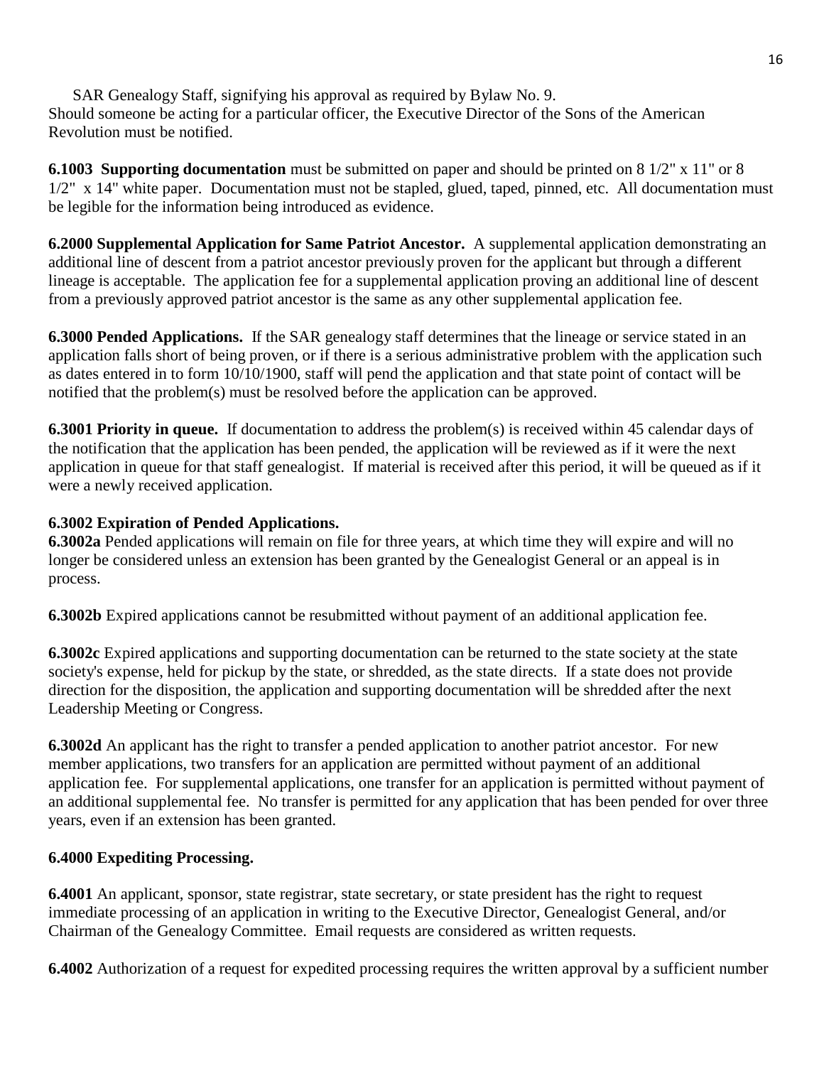SAR Genealogy Staff, signifying his approval as required by Bylaw No. 9.
Should someone be acting for a particular officer, the Executive Director of the Sons of the American Revolution must be notified.

**6.1003 Supporting documentation** must be submitted on paper and should be printed on 8 1/2" x 11" or 8 1/2" x 14" white paper. Documentation must not be stapled, glued, taped, pinned, etc. All documentation must be legible for the information being introduced as evidence.

**6.2000 Supplemental Application for Same Patriot Ancestor.** A supplemental application demonstrating an additional line of descent from a patriot ancestor previously proven for the applicant but through a different lineage is acceptable. The application fee for a supplemental application proving an additional line of descent from a previously approved patriot ancestor is the same as any other supplemental application fee.

**6.3000 Pended Applications.** If the SAR genealogy staff determines that the lineage or service stated in an application falls short of being proven, or if there is a serious administrative problem with the application such as dates entered in to form 10/10/1900, staff will pend the application and that state point of contact will be notified that the problem(s) must be resolved before the application can be approved.

**6.3001 Priority in queue.** If documentation to address the problem(s) is received within 45 calendar days of the notification that the application has been pended, the application will be reviewed as if it were the next application in queue for that staff genealogist. If material is received after this period, it will be queued as if it were a newly received application.

**6.3002 Expiration of Pended Applications.**

**6.3002a** Pended applications will remain on file for three years, at which time they will expire and will no longer be considered unless an extension has been granted by the Genealogist General or an appeal is in process.

**6.3002b** Expired applications cannot be resubmitted without payment of an additional application fee.

**6.3002c** Expired applications and supporting documentation can be returned to the state society at the state society's expense, held for pickup by the state, or shredded, as the state directs. If a state does not provide direction for the disposition, the application and supporting documentation will be shredded after the next Leadership Meeting or Congress.

**6.3002d** An applicant has the right to transfer a pended application to another patriot ancestor. For new member applications, two transfers for an application are permitted without payment of an additional application fee. For supplemental applications, one transfer for an application is permitted without payment of an additional supplemental fee. No transfer is permitted for any application that has been pended for over three years, even if an extension has been granted.

**6.4000 Expediting Processing.**

**6.4001** An applicant, sponsor, state registrar, state secretary, or state president has the right to request immediate processing of an application in writing to the Executive Director, Genealogist General, and/or Chairman of the Genealogy Committee. Email requests are considered as written requests.

**6.4002** Authorization of a request for expedited processing requires the written approval by a sufficient number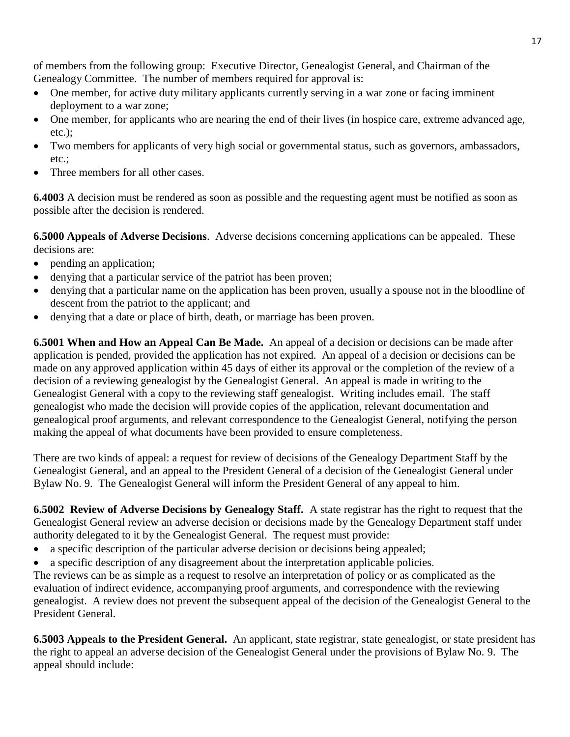of members from the following group: Executive Director, Genealogist General, and Chairman of the Genealogy Committee. The number of members required for approval is:

- One member, for active duty military applicants currently serving in a war zone or facing imminent deployment to a war zone;
- One member, for applicants who are nearing the end of their lives (in hospice care, extreme advanced age, etc.);
- Two members for applicants of very high social or governmental status, such as governors, ambassadors, etc.;
- Three members for all other cases.

**6.4003** A decision must be rendered as soon as possible and the requesting agent must be notified as soon as possible after the decision is rendered.

**6.5000 Appeals of Adverse Decisions**. Adverse decisions concerning applications can be appealed. These decisions are:

- pending an application;
- denying that a particular service of the patriot has been proven;
- denying that a particular name on the application has been proven, usually a spouse not in the bloodline of descent from the patriot to the applicant; and
- denying that a date or place of birth, death, or marriage has been proven.

**6.5001 When and How an Appeal Can Be Made.** An appeal of a decision or decisions can be made after application is pended, provided the application has not expired. An appeal of a decision or decisions can be made on any approved application within 45 days of either its approval or the completion of the review of a decision of a reviewing genealogist by the Genealogist General. An appeal is made in writing to the Genealogist General with a copy to the reviewing staff genealogist. Writing includes email. The staff genealogist who made the decision will provide copies of the application, relevant documentation and genealogical proof arguments, and relevant correspondence to the Genealogist General, notifying the person making the appeal of what documents have been provided to ensure completeness.

There are two kinds of appeal: a request for review of decisions of the Genealogy Department Staff by the Genealogist General, and an appeal to the President General of a decision of the Genealogist General under Bylaw No. 9. The Genealogist General will inform the President General of any appeal to him.

**6.5002 Review of Adverse Decisions by Genealogy Staff.** A state registrar has the right to request that the Genealogist General review an adverse decision or decisions made by the Genealogy Department staff under authority delegated to it by the Genealogist General. The request must provide:

- a specific description of the particular adverse decision or decisions being appealed;
- a specific description of any disagreement about the interpretation applicable policies.

The reviews can be as simple as a request to resolve an interpretation of policy or as complicated as the evaluation of indirect evidence, accompanying proof arguments, and correspondence with the reviewing genealogist. A review does not prevent the subsequent appeal of the decision of the Genealogist General to the President General.

**6.5003 Appeals to the President General.** An applicant, state registrar, state genealogist, or state president has the right to appeal an adverse decision of the Genealogist General under the provisions of Bylaw No. 9. The appeal should include: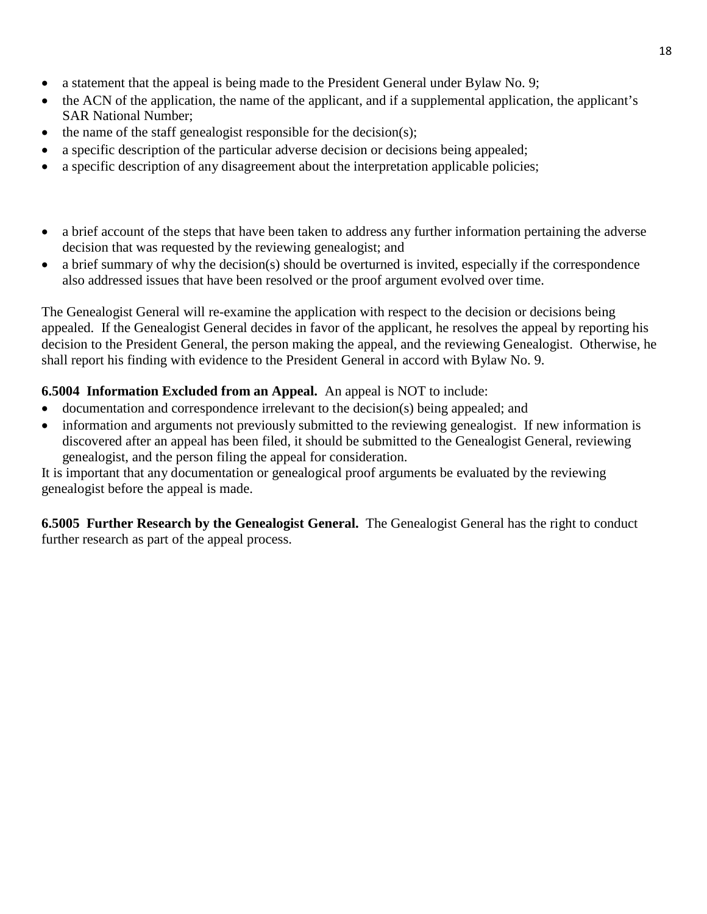- a statement that the appeal is being made to the President General under Bylaw No. 9;
- the ACN of the application, the name of the applicant, and if a supplemental application, the applicant's SAR National Number;
- the name of the staff genealogist responsible for the decision(s);
- a specific description of the particular adverse decision or decisions being appealed;
- a specific description of any disagreement about the interpretation applicable policies;

- a brief account of the steps that have been taken to address any further information pertaining the adverse decision that was requested by the reviewing genealogist; and
- a brief summary of why the decision(s) should be overturned is invited, especially if the correspondence also addressed issues that have been resolved or the proof argument evolved over time.

The Genealogist General will re-examine the application with respect to the decision or decisions being appealed. If the Genealogist General decides in favor of the applicant, he resolves the appeal by reporting his decision to the President General, the person making the appeal, and the reviewing Genealogist. Otherwise, he shall report his finding with evidence to the President General in accord with Bylaw No. 9.

**6.5004 Information Excluded from an Appeal.** An appeal is NOT to include:

- documentation and correspondence irrelevant to the decision(s) being appealed; and
- information and arguments not previously submitted to the reviewing genealogist. If new information is discovered after an appeal has been filed, it should be submitted to the Genealogist General, reviewing genealogist, and the person filing the appeal for consideration.

It is important that any documentation or genealogical proof arguments be evaluated by the reviewing genealogist before the appeal is made.

**6.5005 Further Research by the Genealogist General.** The Genealogist General has the right to conduct further research as part of the appeal process.